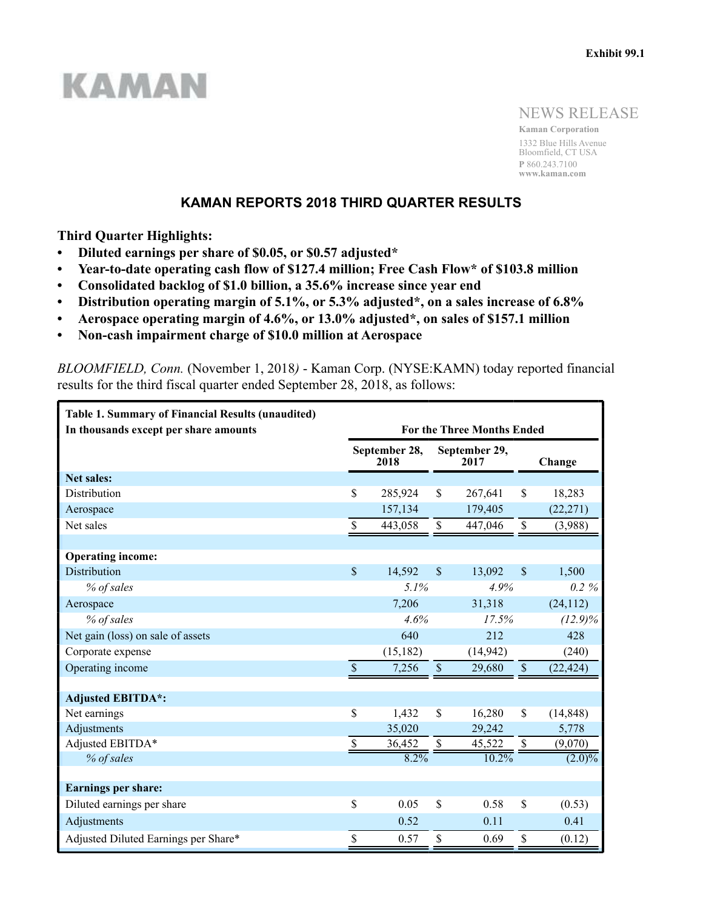Exhibit 99.1

KAMAN

NEWS RELEASE

**Kaman Corporation**
1332 Blue Hills Avenue
Bloomfield, CT USA
**P** 860.243.7100
**www.kaman.com**

# KAMAN REPORTS 2018 THIRD QUARTER RESULTS

**Third Quarter Highlights:**

- **Diluted earnings per share of $0.05, or $0.57 adjusted***
- **Year-to-date operating cash flow of $127.4 million; Free Cash Flow* of $103.8 million**
- **Consolidated backlog of $1.0 billion, a 35.6% increase since year end**
- **Distribution operating margin of 5.1%, or 5.3% adjusted*, on a sales increase of 6.8%**
- **Aerospace operating margin of 4.6%, or 13.0% adjusted*, on sales of $157.1 million**
- **Non-cash impairment charge of $10.0 million at Aerospace**

*BLOOMFIELD, Conn.* (November 1, 2018) - Kaman Corp. (NYSE:KAMN) today reported financial results for the third fiscal quarter ended September 28, 2018, as follows:

| **Table 1. Summary of Financial Results (unaudited)**<br>**In thousands except per share amounts** | **For the Three Months Ended** | | |
|---|---|---|---|
| | **September 28, 2018** | **September 29, 2017** | **Change** |
| **Net sales:** | | | |
| Distribution | $ 285,924 | $ 267,641 | $ 18,283 |
| Aerospace | 157,134 | 179,405 | (22,271) |
| Net sales | $ 443,058 | $ 447,046 | $ (3,988) |
| | | | |
| **Operating income:** | | | |
| Distribution | $ 14,592 | $ 13,092 | $ 1,500 |
| *% of sales* | *5.1%* | *4.9%* | *0.2 %* |
| Aerospace | 7,206 | 31,318 | (24,112) |
| *% of sales* | *4.6%* | *17.5%* | *(12.9)%* |
| Net gain (loss) on sale of assets | 640 | 212 | 428 |
| Corporate expense | (15,182) | (14,942) | (240) |
| Operating income | $ 7,256 | $ 29,680 | $ (22,424) |
| | | | |
| **Adjusted EBITDA*:** | | | |
| Net earnings | $ 1,432 | $ 16,280 | $ (14,848) |
| Adjustments | 35,020 | 29,242 | 5,778 |
| Adjusted EBITDA* | $ 36,452 | $ 45,522 | $ (9,070) |
| *% of sales* | *8.2%* | *10.2%* | *(2.0)%* |
| | | | |
| **Earnings per share:** | | | |
| Diluted earnings per share | $ 0.05 | $ 0.58 | $ (0.53) |
| Adjustments | 0.52 | 0.11 | 0.41 |
| Adjusted Diluted Earnings per Share* | $ 0.57 | $ 0.69 | $ (0.12) |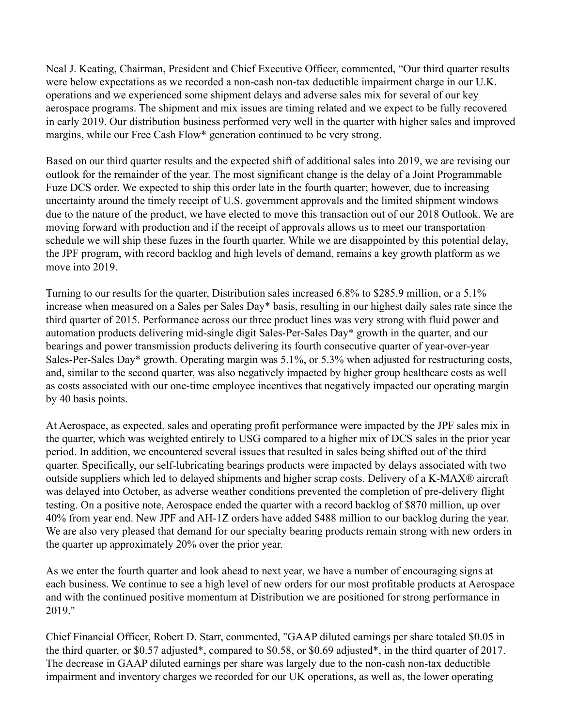Neal J. Keating, Chairman, President and Chief Executive Officer, commented, “Our third quarter results were below expectations as we recorded a non-cash non-tax deductible impairment charge in our U.K. operations and we experienced some shipment delays and adverse sales mix for several of our key aerospace programs. The shipment and mix issues are timing related and we expect to be fully recovered in early 2019. Our distribution business performed very well in the quarter with higher sales and improved margins, while our Free Cash Flow* generation continued to be very strong.

Based on our third quarter results and the expected shift of additional sales into 2019, we are revising our outlook for the remainder of the year. The most significant change is the delay of a Joint Programmable Fuze DCS order. We expected to ship this order late in the fourth quarter; however, due to increasing uncertainty around the timely receipt of U.S. government approvals and the limited shipment windows due to the nature of the product, we have elected to move this transaction out of our 2018 Outlook. We are moving forward with production and if the receipt of approvals allows us to meet our transportation schedule we will ship these fuzes in the fourth quarter. While we are disappointed by this potential delay, the JPF program, with record backlog and high levels of demand, remains a key growth platform as we move into 2019.

Turning to our results for the quarter, Distribution sales increased 6.8% to $285.9 million, or a 5.1% increase when measured on a Sales per Sales Day* basis, resulting in our highest daily sales rate since the third quarter of 2015. Performance across our three product lines was very strong with fluid power and automation products delivering mid-single digit Sales-Per-Sales Day* growth in the quarter, and our bearings and power transmission products delivering its fourth consecutive quarter of year-over-year Sales-Per-Sales Day* growth. Operating margin was 5.1%, or 5.3% when adjusted for restructuring costs, and, similar to the second quarter, was also negatively impacted by higher group healthcare costs as well as costs associated with our one-time employee incentives that negatively impacted our operating margin by 40 basis points.

At Aerospace, as expected, sales and operating profit performance were impacted by the JPF sales mix in the quarter, which was weighted entirely to USG compared to a higher mix of DCS sales in the prior year period. In addition, we encountered several issues that resulted in sales being shifted out of the third quarter. Specifically, our self-lubricating bearings products were impacted by delays associated with two outside suppliers which led to delayed shipments and higher scrap costs. Delivery of a K-MAX® aircraft was delayed into October, as adverse weather conditions prevented the completion of pre-delivery flight testing. On a positive note, Aerospace ended the quarter with a record backlog of $870 million, up over 40% from year end. New JPF and AH-1Z orders have added $488 million to our backlog during the year. We are also very pleased that demand for our specialty bearing products remain strong with new orders in the quarter up approximately 20% over the prior year.

As we enter the fourth quarter and look ahead to next year, we have a number of encouraging signs at each business. We continue to see a high level of new orders for our most profitable products at Aerospace and with the continued positive momentum at Distribution we are positioned for strong performance in 2019."

Chief Financial Officer, Robert D. Starr, commented, "GAAP diluted earnings per share totaled $0.05 in the third quarter, or $0.57 adjusted*, compared to $0.58, or $0.69 adjusted*, in the third quarter of 2017. The decrease in GAAP diluted earnings per share was largely due to the non-cash non-tax deductible impairment and inventory charges we recorded for our UK operations, as well as, the lower operating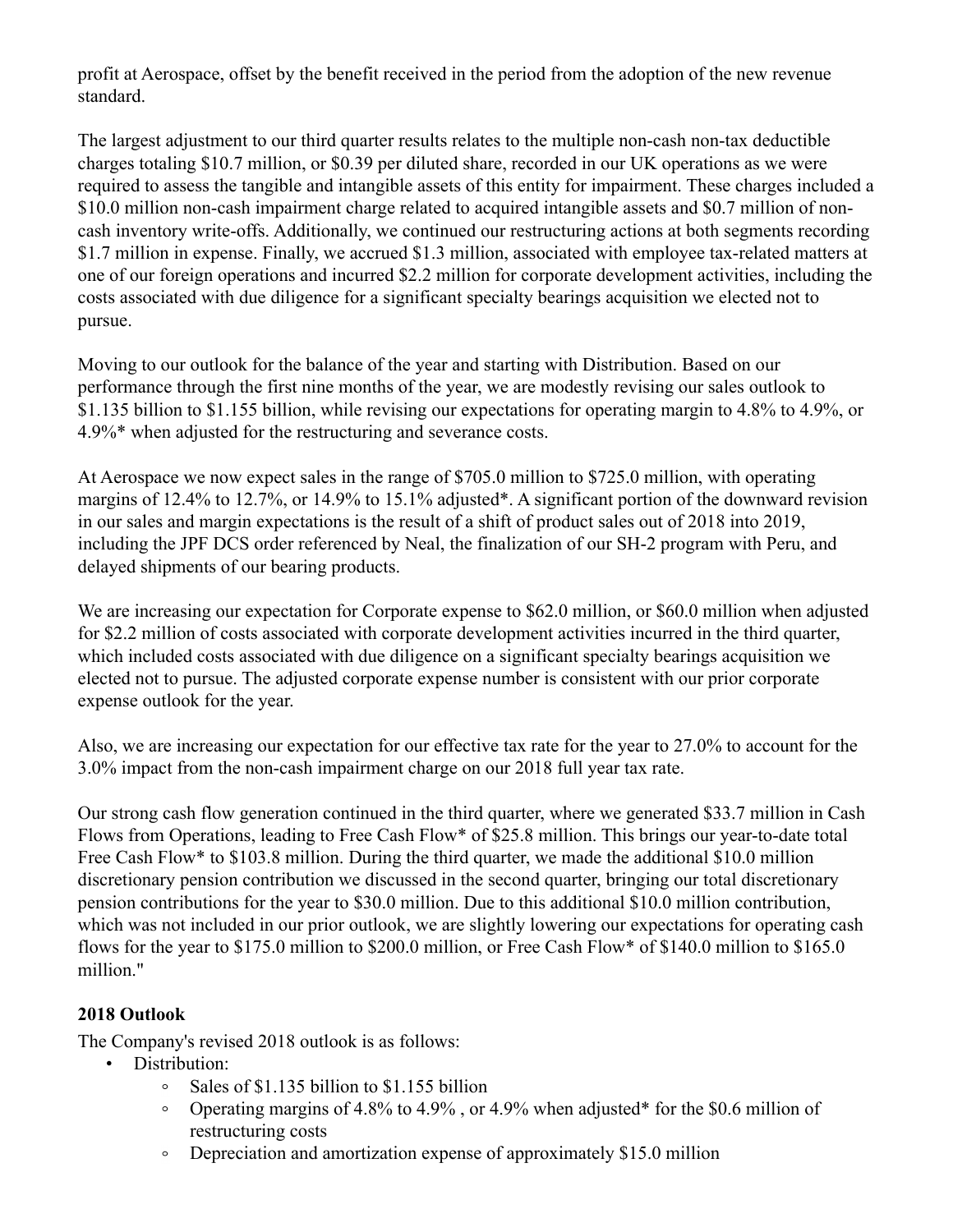profit at Aerospace, offset by the benefit received in the period from the adoption of the new revenue standard.

The largest adjustment to our third quarter results relates to the multiple non-cash non-tax deductible charges totaling $10.7 million, or $0.39 per diluted share, recorded in our UK operations as we were required to assess the tangible and intangible assets of this entity for impairment. These charges included a $10.0 million non-cash impairment charge related to acquired intangible assets and $0.7 million of non-cash inventory write-offs. Additionally, we continued our restructuring actions at both segments recording $1.7 million in expense. Finally, we accrued $1.3 million, associated with employee tax-related matters at one of our foreign operations and incurred $2.2 million for corporate development activities, including the costs associated with due diligence for a significant specialty bearings acquisition we elected not to pursue.

Moving to our outlook for the balance of the year and starting with Distribution. Based on our performance through the first nine months of the year, we are modestly revising our sales outlook to $1.135 billion to $1.155 billion, while revising our expectations for operating margin to 4.8% to 4.9%, or 4.9%* when adjusted for the restructuring and severance costs.

At Aerospace we now expect sales in the range of $705.0 million to $725.0 million, with operating margins of 12.4% to 12.7%, or 14.9% to 15.1% adjusted*. A significant portion of the downward revision in our sales and margin expectations is the result of a shift of product sales out of 2018 into 2019, including the JPF DCS order referenced by Neal, the finalization of our SH-2 program with Peru, and delayed shipments of our bearing products.

We are increasing our expectation for Corporate expense to $62.0 million, or $60.0 million when adjusted for $2.2 million of costs associated with corporate development activities incurred in the third quarter, which included costs associated with due diligence on a significant specialty bearings acquisition we elected not to pursue. The adjusted corporate expense number is consistent with our prior corporate expense outlook for the year.

Also, we are increasing our expectation for our effective tax rate for the year to 27.0% to account for the 3.0% impact from the non-cash impairment charge on our 2018 full year tax rate.

Our strong cash flow generation continued in the third quarter, where we generated $33.7 million in Cash Flows from Operations, leading to Free Cash Flow* of $25.8 million. This brings our year-to-date total Free Cash Flow* to $103.8 million. During the third quarter, we made the additional $10.0 million discretionary pension contribution we discussed in the second quarter, bringing our total discretionary pension contributions for the year to $30.0 million. Due to this additional $10.0 million contribution, which was not included in our prior outlook, we are slightly lowering our expectations for operating cash flows for the year to $175.0 million to $200.0 million, or Free Cash Flow* of $140.0 million to $165.0 million."

**2018 Outlook**

The Company's revised 2018 outlook is as follows:

- Distribution:
  - Sales of $1.135 billion to $1.155 billion
  - Operating margins of 4.8% to 4.9% , or 4.9% when adjusted* for the $0.6 million of restructuring costs
  - Depreciation and amortization expense of approximately $15.0 million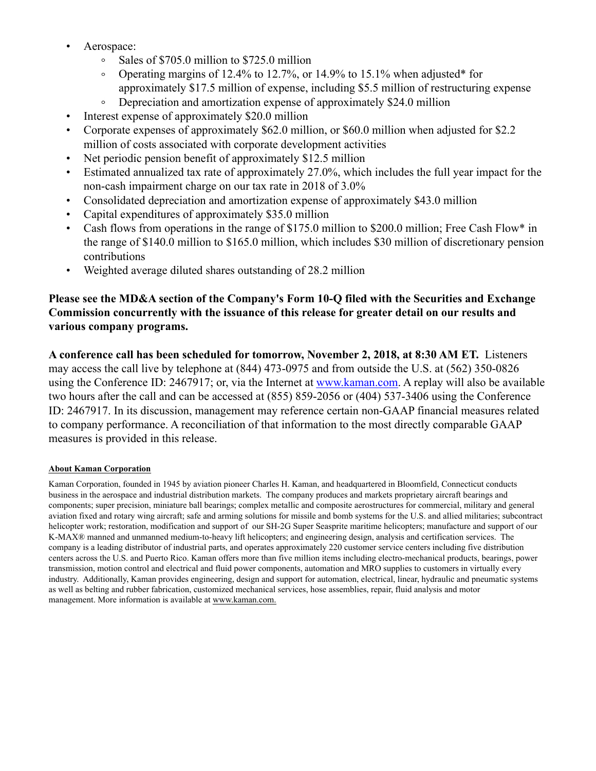- Aerospace:
    - Sales of $705.0 million to $725.0 million
    - Operating margins of 12.4% to 12.7%, or 14.9% to 15.1% when adjusted* for approximately $17.5 million of expense, including $5.5 million of restructuring expense
    - Depreciation and amortization expense of approximately $24.0 million
- Interest expense of approximately $20.0 million
- Corporate expenses of approximately $62.0 million, or $60.0 million when adjusted for $2.2 million of costs associated with corporate development activities
- Net periodic pension benefit of approximately $12.5 million
- Estimated annualized tax rate of approximately 27.0%, which includes the full year impact for the non-cash impairment charge on our tax rate in 2018 of 3.0%
- Consolidated depreciation and amortization expense of approximately $43.0 million
- Capital expenditures of approximately $35.0 million
- Cash flows from operations in the range of $175.0 million to $200.0 million; Free Cash Flow* in the range of $140.0 million to $165.0 million, which includes $30 million of discretionary pension contributions
- Weighted average diluted shares outstanding of 28.2 million

**Please see the MD&A section of the Company's Form 10-Q filed with the Securities and Exchange Commission concurrently with the issuance of this release for greater detail on our results and various company programs.**

**A conference call has been scheduled for tomorrow, November 2, 2018, at 8:30 AM ET.** Listeners may access the call live by telephone at (844) 473-0975 and from outside the U.S. at (562) 350-0826 using the Conference ID: 2467917; or, via the Internet at www.kaman.com. A replay will also be available two hours after the call and can be accessed at (855) 859-2056 or (404) 537-3406 using the Conference ID: 2467917. In its discussion, management may reference certain non-GAAP financial measures related to company performance. A reconciliation of that information to the most directly comparable GAAP measures is provided in this release.

**About Kaman Corporation**

Kaman Corporation, founded in 1945 by aviation pioneer Charles H. Kaman, and headquartered in Bloomfield, Connecticut conducts business in the aerospace and industrial distribution markets. The company produces and markets proprietary aircraft bearings and components; super precision, miniature ball bearings; complex metallic and composite aerostructures for commercial, military and general aviation fixed and rotary wing aircraft; safe and arming solutions for missile and bomb systems for the U.S. and allied militaries; subcontract helicopter work; restoration, modification and support of our SH-2G Super Seasprite maritime helicopters; manufacture and support of our K-MAX® manned and unmanned medium-to-heavy lift helicopters; and engineering design, analysis and certification services. The company is a leading distributor of industrial parts, and operates approximately 220 customer service centers including five distribution centers across the U.S. and Puerto Rico. Kaman offers more than five million items including electro-mechanical products, bearings, power transmission, motion control and electrical and fluid power components, automation and MRO supplies to customers in virtually every industry. Additionally, Kaman provides engineering, design and support for automation, electrical, linear, hydraulic and pneumatic systems as well as belting and rubber fabrication, customized mechanical services, hose assemblies, repair, fluid analysis and motor management. More information is available at www.kaman.com.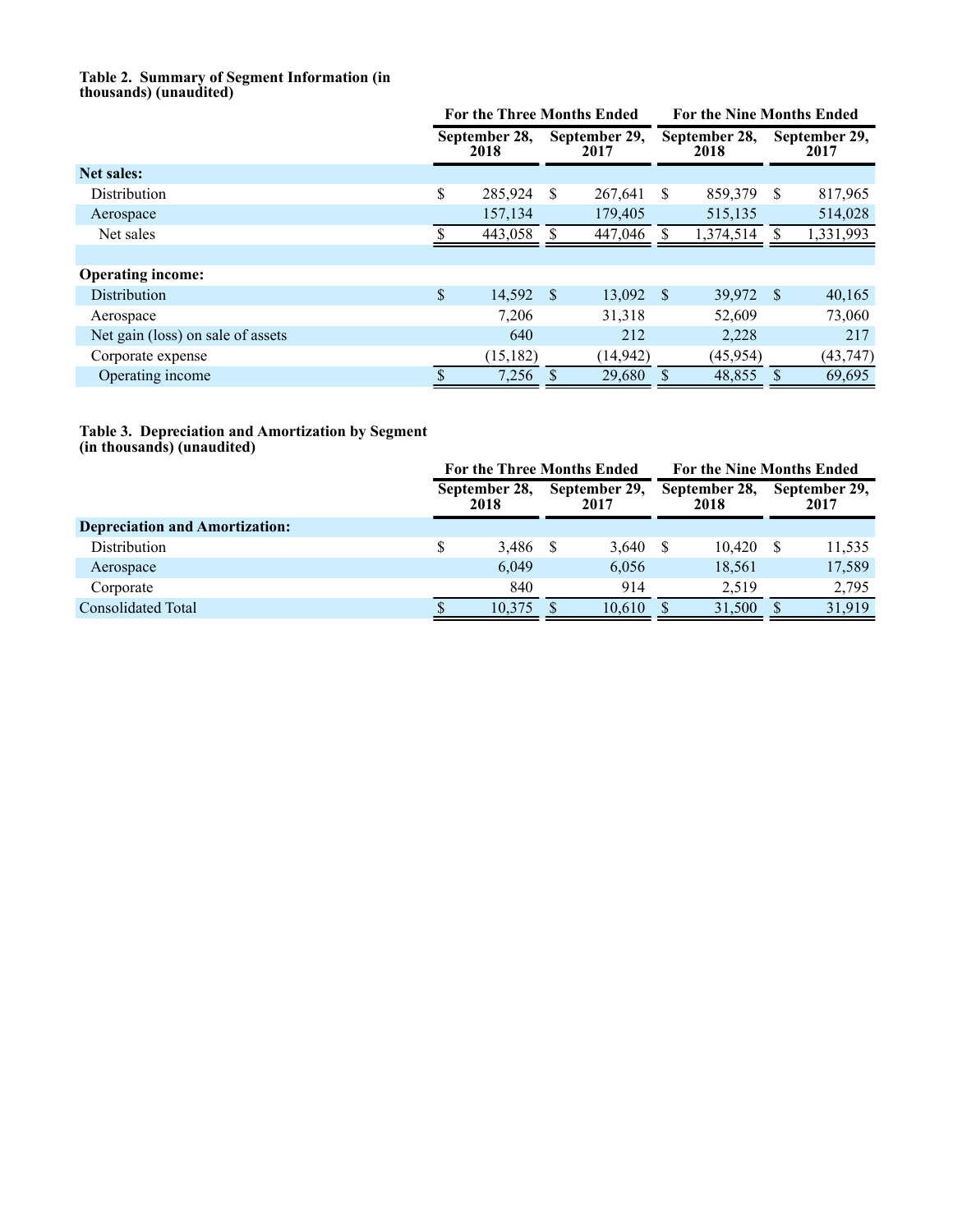**Table 2. Summary of Segment Information (in thousands) (unaudited)**

| | For the Three Months Ended | | For the Nine Months Ended | |
|---|---|---|---|---|
| | September 28, 2018 | September 29, 2017 | September 28, 2018 | September 29, 2017 |
| **Net sales:** | | | | |
| Distribution | $ 285,924 | $ 267,641 | $ 859,379 | $ 817,965 |
| Aerospace | 157,134 | 179,405 | 515,135 | 514,028 |
| Net sales | $ 443,058 | $ 447,046 | $ 1,374,514 | $ 1,331,993 |
| | | | | |
| **Operating income:** | | | | |
| Distribution | $ 14,592 | $ 13,092 | $ 39,972 | $ 40,165 |
| Aerospace | 7,206 | 31,318 | 52,609 | 73,060 |
| Net gain (loss) on sale of assets | 640 | 212 | 2,228 | 217 |
| Corporate expense | (15,182) | (14,942) | (45,954) | (43,747) |
| Operating income | $ 7,256 | $ 29,680 | $ 48,855 | $ 69,695 |

**Table 3. Depreciation and Amortization by Segment (in thousands) (unaudited)**

| | For the Three Months Ended | | For the Nine Months Ended | |
|---|---|---|---|---|
| | September 28, 2018 | September 29, 2017 | September 28, 2018 | September 29, 2017 |
| **Depreciation and Amortization:** | | | | |
| Distribution | $ 3,486 | $ 3,640 | $ 10,420 | $ 11,535 |
| Aerospace | 6,049 | 6,056 | 18,561 | 17,589 |
| Corporate | 840 | 914 | 2,519 | 2,795 |
| Consolidated Total | $ 10,375 | $ 10,610 | $ 31,500 | $ 31,919 |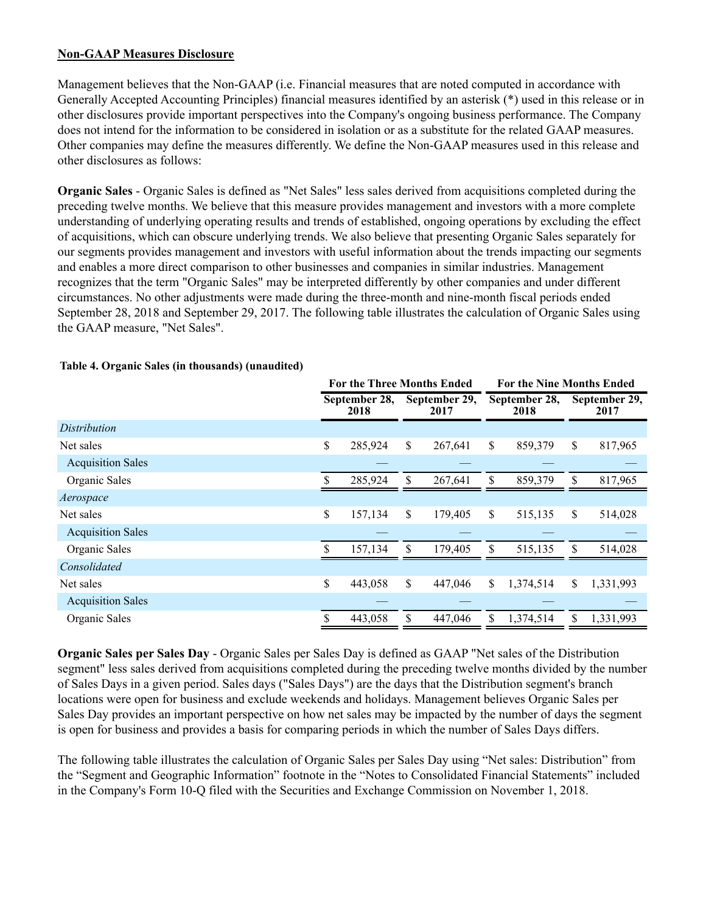**Non-GAAP Measures Disclosure**

Management believes that the Non-GAAP (i.e. Financial measures that are noted computed in accordance with Generally Accepted Accounting Principles) financial measures identified by an asterisk (*) used in this release or in other disclosures provide important perspectives into the Company's ongoing business performance. The Company does not intend for the information to be considered in isolation or as a substitute for the related GAAP measures. Other companies may define the measures differently. We define the Non-GAAP measures used in this release and other disclosures as follows:

**Organic Sales** - Organic Sales is defined as "Net Sales" less sales derived from acquisitions completed during the preceding twelve months. We believe that this measure provides management and investors with a more complete understanding of underlying operating results and trends of established, ongoing operations by excluding the effect of acquisitions, which can obscure underlying trends. We also believe that presenting Organic Sales separately for our segments provides management and investors with useful information about the trends impacting our segments and enables a more direct comparison to other businesses and companies in similar industries. Management recognizes that the term "Organic Sales" may be interpreted differently by other companies and under different circumstances. No other adjustments were made during the three-month and nine-month fiscal periods ended September 28, 2018 and September 29, 2017. The following table illustrates the calculation of Organic Sales using the GAAP measure, "Net Sales".

**Table 4. Organic Sales (in thousands) (unaudited)**

| | For the Three Months Ended | | For the Nine Months Ended | |
|---|---|---|---|---|
| | September 28, 2018 | September 29, 2017 | September 28, 2018 | September 29, 2017 |
| *Distribution* | | | | |
| Net sales | $ 285,924 | $ 267,641 | $ 859,379 | $ 817,965 |
| Acquisition Sales | — | — | — | — |
| Organic Sales | $ 285,924 | $ 267,641 | $ 859,379 | $ 817,965 |
| *Aerospace* | | | | |
| Net sales | $ 157,134 | $ 179,405 | $ 515,135 | $ 514,028 |
| Acquisition Sales | — | — | — | — |
| Organic Sales | $ 157,134 | $ 179,405 | $ 515,135 | $ 514,028 |
| *Consolidated* | | | | |
| Net sales | $ 443,058 | $ 447,046 | $ 1,374,514 | $ 1,331,993 |
| Acquisition Sales | — | — | — | — |
| Organic Sales | $ 443,058 | $ 447,046 | $ 1,374,514 | $ 1,331,993 |

**Organic Sales per Sales Day** - Organic Sales per Sales Day is defined as GAAP "Net sales of the Distribution segment" less sales derived from acquisitions completed during the preceding twelve months divided by the number of Sales Days in a given period. Sales days ("Sales Days") are the days that the Distribution segment's branch locations were open for business and exclude weekends and holidays. Management believes Organic Sales per Sales Day provides an important perspective on how net sales may be impacted by the number of days the segment is open for business and provides a basis for comparing periods in which the number of Sales Days differs.

The following table illustrates the calculation of Organic Sales per Sales Day using "Net sales: Distribution" from the "Segment and Geographic Information" footnote in the "Notes to Consolidated Financial Statements" included in the Company's Form 10-Q filed with the Securities and Exchange Commission on November 1, 2018.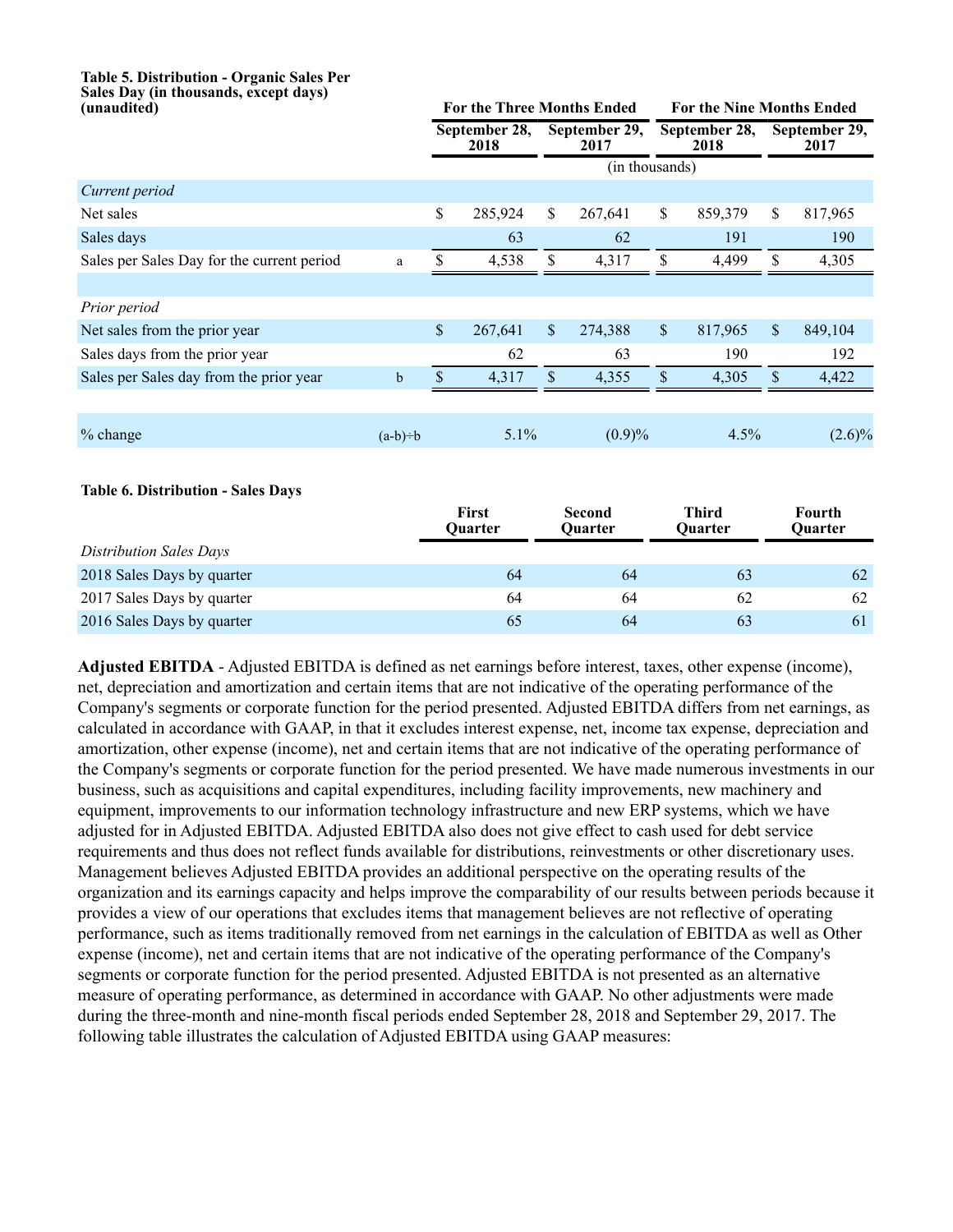**Table 5. Distribution - Organic Sales Per Sales Day (in thousands, except days) (unaudited)**

| | | For the Three Months Ended | | For the Nine Months Ended | |
|---|---|---|---|---|---|
| | | September 28, 2018 | September 29, 2017 | September 28, 2018 | September 29, 2017 |
| | | (in thousands) | | | |
| *Current period* | | | | | |
| Net sales | | $ 285,924 | $ 267,641 | $ 859,379 | $ 817,965 |
| Sales days | | 63 | 62 | 191 | 190 |
| Sales per Sales Day for the current period | a | $ 4,538 | $ 4,317 | $ 4,499 | $ 4,305 |
| *Prior period* | | | | | |
| Net sales from the prior year | | $ 267,641 | $ 274,388 | $ 817,965 | $ 849,104 |
| Sales days from the prior year | | 62 | 63 | 190 | 192 |
| Sales per Sales day from the prior year | b | $ 4,317 | $ 4,355 | $ 4,305 | $ 4,422 |
| % change | (a-b)÷b | 5.1% | (0.9)% | 4.5% | (2.6)% |

**Table 6. Distribution - Sales Days**

| | First Quarter | Second Quarter | Third Quarter | Fourth Quarter |
|---|---|---|---|---|
| *Distribution Sales Days* | | | | |
| 2018 Sales Days by quarter | 64 | 64 | 63 | 62 |
| 2017 Sales Days by quarter | 64 | 64 | 62 | 62 |
| 2016 Sales Days by quarter | 65 | 64 | 63 | 61 |

**Adjusted EBITDA** - Adjusted EBITDA is defined as net earnings before interest, taxes, other expense (income), net, depreciation and amortization and certain items that are not indicative of the operating performance of the Company's segments or corporate function for the period presented. Adjusted EBITDA differs from net earnings, as calculated in accordance with GAAP, in that it excludes interest expense, net, income tax expense, depreciation and amortization, other expense (income), net and certain items that are not indicative of the operating performance of the Company's segments or corporate function for the period presented. We have made numerous investments in our business, such as acquisitions and capital expenditures, including facility improvements, new machinery and equipment, improvements to our information technology infrastructure and new ERP systems, which we have adjusted for in Adjusted EBITDA. Adjusted EBITDA also does not give effect to cash used for debt service requirements and thus does not reflect funds available for distributions, reinvestments or other discretionary uses. Management believes Adjusted EBITDA provides an additional perspective on the operating results of the organization and its earnings capacity and helps improve the comparability of our results between periods because it provides a view of our operations that excludes items that management believes are not reflective of operating performance, such as items traditionally removed from net earnings in the calculation of EBITDA as well as Other expense (income), net and certain items that are not indicative of the operating performance of the Company's segments or corporate function for the period presented. Adjusted EBITDA is not presented as an alternative measure of operating performance, as determined in accordance with GAAP. No other adjustments were made during the three-month and nine-month fiscal periods ended September 28, 2018 and September 29, 2017. The following table illustrates the calculation of Adjusted EBITDA using GAAP measures: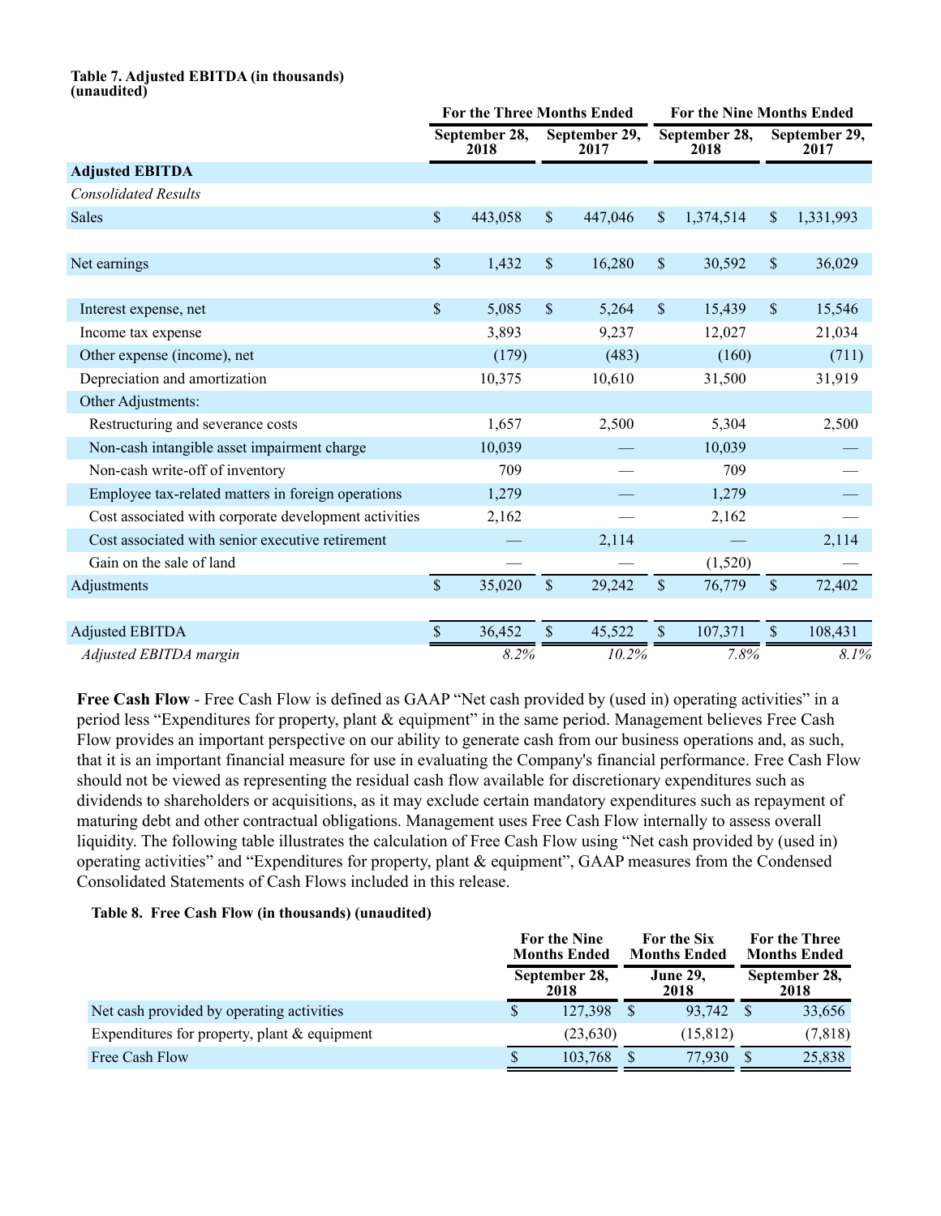**Table 7. Adjusted EBITDA (in thousands) (unaudited)**

| | For the Three Months Ended | | For the Nine Months Ended | |
|---|---|---|---|---|
| | September 28, 2018 | September 29, 2017 | September 28, 2018 | September 29, 2017 |
| **Adjusted EBITDA** | | | | |
| *Consolidated Results* | | | | |
| Sales | $ 443,058 | $ 447,046 | $ 1,374,514 | $ 1,331,993 |
| | | | | |
| Net earnings | $ 1,432 | $ 16,280 | $ 30,592 | $ 36,029 |
| | | | | |
| Interest expense, net | $ 5,085 | $ 5,264 | $ 15,439 | $ 15,546 |
| Income tax expense | 3,893 | 9,237 | 12,027 | 21,034 |
| Other expense (income), net | (179) | (483) | (160) | (711) |
| Depreciation and amortization | 10,375 | 10,610 | 31,500 | 31,919 |
| Other Adjustments: | | | | |
| Restructuring and severance costs | 1,657 | 2,500 | 5,304 | 2,500 |
| Non-cash intangible asset impairment charge | 10,039 | — | 10,039 | — |
| Non-cash write-off of inventory | 709 | — | 709 | — |
| Employee tax-related matters in foreign operations | 1,279 | — | 1,279 | — |
| Cost associated with corporate development activities | 2,162 | — | 2,162 | — |
| Cost associated with senior executive retirement | — | 2,114 | — | 2,114 |
| Gain on the sale of land | — | — | (1,520) | — |
| Adjustments | $ 35,020 | $ 29,242 | $ 76,779 | $ 72,402 |
| | | | | |
| Adjusted EBITDA | $ 36,452 | $ 45,522 | $ 107,371 | $ 108,431 |
| *Adjusted EBITDA margin* | *8.2%* | *10.2%* | *7.8%* | *8.1%* |

**Free Cash Flow** - Free Cash Flow is defined as GAAP "Net cash provided by (used in) operating activities" in a period less "Expenditures for property, plant & equipment" in the same period. Management believes Free Cash Flow provides an important perspective on our ability to generate cash from our business operations and, as such, that it is an important financial measure for use in evaluating the Company's financial performance. Free Cash Flow should not be viewed as representing the residual cash flow available for discretionary expenditures such as dividends to shareholders or acquisitions, as it may exclude certain mandatory expenditures such as repayment of maturing debt and other contractual obligations. Management uses Free Cash Flow internally to assess overall liquidity. The following table illustrates the calculation of Free Cash Flow using "Net cash provided by (used in) operating activities" and "Expenditures for property, plant & equipment", GAAP measures from the Condensed Consolidated Statements of Cash Flows included in this release.

**Table 8. Free Cash Flow (in thousands) (unaudited)**

| | For the Nine Months Ended | For the Six Months Ended | For the Three Months Ended |
|---|---|---|---|
| | September 28, 2018 | June 29, 2018 | September 28, 2018 |
| Net cash provided by operating activities | $ 127,398 | $ 93,742 | $ 33,656 |
| Expenditures for property, plant & equipment | (23,630) | (15,812) | (7,818) |
| Free Cash Flow | $ 103,768 | $ 77,930 | $ 25,838 |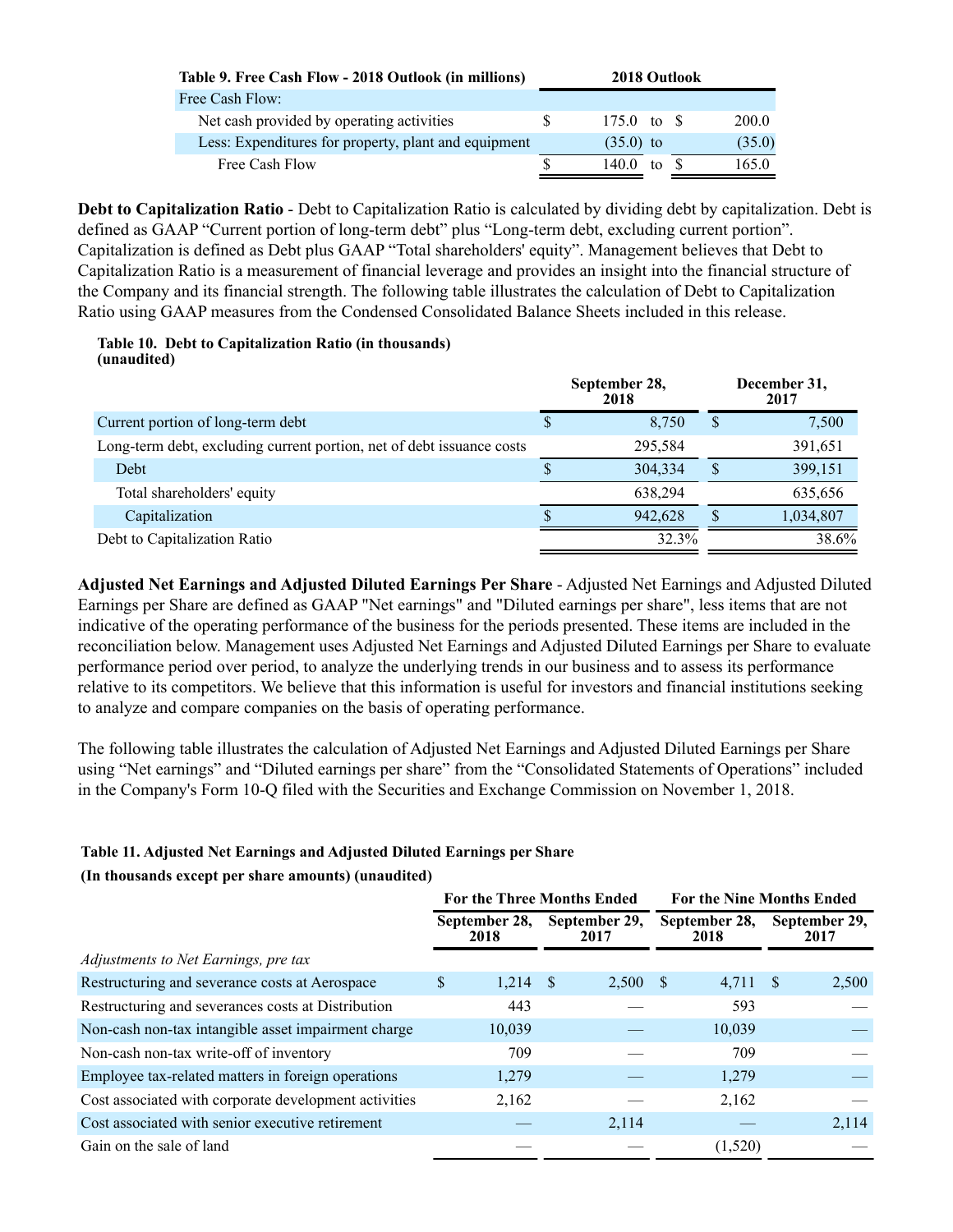| Table 9. Free Cash Flow - 2018 Outlook (in millions) | 2018 Outlook | |
|---|---|---|
| Free Cash Flow: | | |
| Net cash provided by operating activities | $ 175.0 to | $ 200.0 |
| Less: Expenditures for property, plant and equipment | (35.0) to | (35.0) |
| Free Cash Flow | $ 140.0 to | $ 165.0 |

**Debt to Capitalization Ratio** - Debt to Capitalization Ratio is calculated by dividing debt by capitalization. Debt is defined as GAAP "Current portion of long-term debt" plus "Long-term debt, excluding current portion". Capitalization is defined as Debt plus GAAP "Total shareholders' equity". Management believes that Debt to Capitalization Ratio is a measurement of financial leverage and provides an insight into the financial structure of the Company and its financial strength. The following table illustrates the calculation of Debt to Capitalization Ratio using GAAP measures from the Condensed Consolidated Balance Sheets included in this release.

**Table 10. Debt to Capitalization Ratio (in thousands) (unaudited)**

| | September 28, 2018 | December 31, 2017 |
|---|---|---|
| Current portion of long-term debt | $ 8,750 | $ 7,500 |
| Long-term debt, excluding current portion, net of debt issuance costs | 295,584 | 391,651 |
| Debt | $ 304,334 | $ 399,151 |
| Total shareholders' equity | 638,294 | 635,656 |
| Capitalization | $ 942,628 | $ 1,034,807 |
| Debt to Capitalization Ratio | 32.3% | 38.6% |

**Adjusted Net Earnings and Adjusted Diluted Earnings Per Share** - Adjusted Net Earnings and Adjusted Diluted Earnings per Share are defined as GAAP "Net earnings" and "Diluted earnings per share", less items that are not indicative of the operating performance of the business for the periods presented. These items are included in the reconciliation below. Management uses Adjusted Net Earnings and Adjusted Diluted Earnings per Share to evaluate performance period over period, to analyze the underlying trends in our business and to assess its performance relative to its competitors. We believe that this information is useful for investors and financial institutions seeking to analyze and compare companies on the basis of operating performance.

The following table illustrates the calculation of Adjusted Net Earnings and Adjusted Diluted Earnings per Share using "Net earnings" and "Diluted earnings per share" from the "Consolidated Statements of Operations" included in the Company's Form 10-Q filed with the Securities and Exchange Commission on November 1, 2018.

**Table 11. Adjusted Net Earnings and Adjusted Diluted Earnings per Share**

**(In thousands except per share amounts) (unaudited)**

| | For the Three Months Ended | | For the Nine Months Ended | |
|---|---|---|---|---|
| | September 28, 2018 | September 29, 2017 | September 28, 2018 | September 29, 2017 |
| *Adjustments to Net Earnings, pre tax* | | | | |
| Restructuring and severance costs at Aerospace | $ 1,214 | $ 2,500 | $ 4,711 | $ 2,500 |
| Restructuring and severances costs at Distribution | 443 | — | 593 | — |
| Non-cash non-tax intangible asset impairment charge | 10,039 | — | 10,039 | — |
| Non-cash non-tax write-off of inventory | 709 | — | 709 | — |
| Employee tax-related matters in foreign operations | 1,279 | — | 1,279 | — |
| Cost associated with corporate development activities | 2,162 | — | 2,162 | — |
| Cost associated with senior executive retirement | — | 2,114 | — | 2,114 |
| Gain on the sale of land | — | — | (1,520) | — |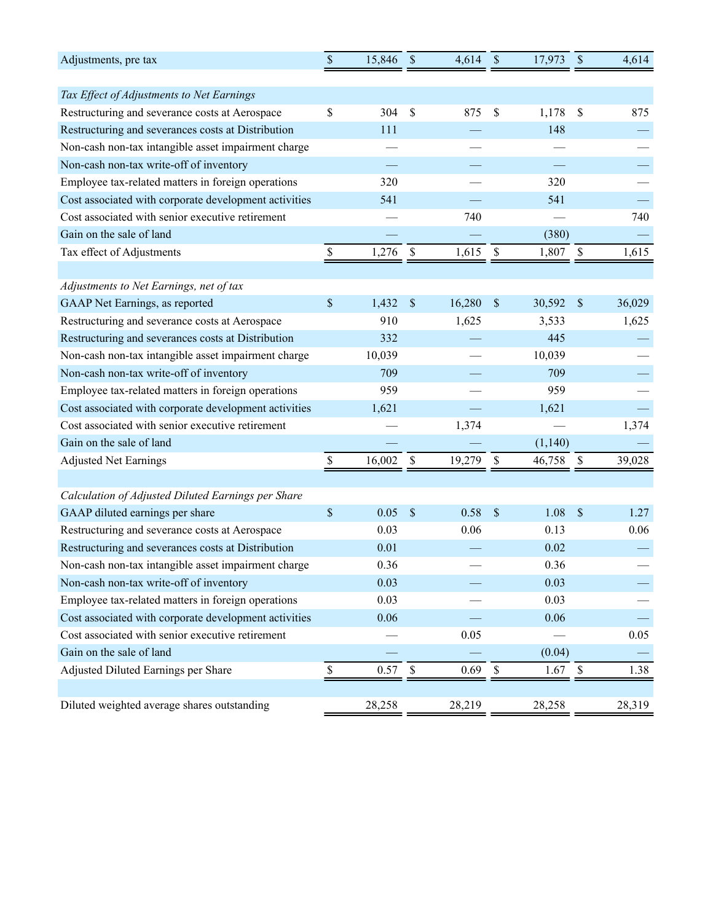| | | | | |
|---|---|---|---|---|
| Adjustments, pre tax | $ 15,846 | $ 4,614 | $ 17,973 | $ 4,614 |
| | | | | |
| *Tax Effect of Adjustments to Net Earnings* | | | | |
| Restructuring and severance costs at Aerospace | $ 304 | $ 875 | $ 1,178 | $ 875 |
| Restructuring and severances costs at Distribution | 111 | — | 148 | — |
| Non-cash non-tax intangible asset impairment charge | — | — | — | — |
| Non-cash non-tax write-off of inventory | — | — | — | — |
| Employee tax-related matters in foreign operations | 320 | — | 320 | — |
| Cost associated with corporate development activities | 541 | — | 541 | — |
| Cost associated with senior executive retirement | — | 740 | — | 740 |
| Gain on the sale of land | — | — | (380) | — |
| Tax effect of Adjustments | $ 1,276 | $ 1,615 | $ 1,807 | $ 1,615 |
| | | | | |
| *Adjustments to Net Earnings, net of tax* | | | | |
| GAAP Net Earnings, as reported | $ 1,432 | $ 16,280 | $ 30,592 | $ 36,029 |
| Restructuring and severance costs at Aerospace | 910 | 1,625 | 3,533 | 1,625 |
| Restructuring and severances costs at Distribution | 332 | — | 445 | — |
| Non-cash non-tax intangible asset impairment charge | 10,039 | — | 10,039 | — |
| Non-cash non-tax write-off of inventory | 709 | — | 709 | — |
| Employee tax-related matters in foreign operations | 959 | — | 959 | — |
| Cost associated with corporate development activities | 1,621 | — | 1,621 | — |
| Cost associated with senior executive retirement | — | 1,374 | — | 1,374 |
| Gain on the sale of land | — | — | (1,140) | — |
| Adjusted Net Earnings | $ 16,002 | $ 19,279 | $ 46,758 | $ 39,028 |
| | | | | |
| *Calculation of Adjusted Diluted Earnings per Share* | | | | |
| GAAP diluted earnings per share | $ 0.05 | $ 0.58 | $ 1.08 | $ 1.27 |
| Restructuring and severance costs at Aerospace | 0.03 | 0.06 | 0.13 | 0.06 |
| Restructuring and severances costs at Distribution | 0.01 | — | 0.02 | — |
| Non-cash non-tax intangible asset impairment charge | 0.36 | — | 0.36 | — |
| Non-cash non-tax write-off of inventory | 0.03 | — | 0.03 | — |
| Employee tax-related matters in foreign operations | 0.03 | — | 0.03 | — |
| Cost associated with corporate development activities | 0.06 | — | 0.06 | — |
| Cost associated with senior executive retirement | — | 0.05 | — | 0.05 |
| Gain on the sale of land | — | — | (0.04) | — |
| Adjusted Diluted Earnings per Share | $ 0.57 | $ 0.69 | $ 1.67 | $ 1.38 |
| | | | | |
| Diluted weighted average shares outstanding | 28,258 | 28,219 | 28,258 | 28,319 |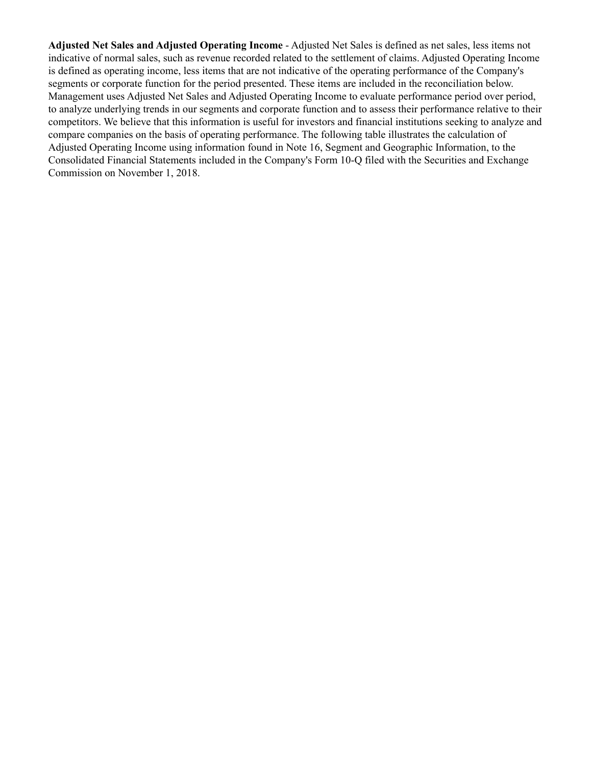**Adjusted Net Sales and Adjusted Operating Income** - Adjusted Net Sales is defined as net sales, less items not indicative of normal sales, such as revenue recorded related to the settlement of claims. Adjusted Operating Income is defined as operating income, less items that are not indicative of the operating performance of the Company's segments or corporate function for the period presented. These items are included in the reconciliation below. Management uses Adjusted Net Sales and Adjusted Operating Income to evaluate performance period over period, to analyze underlying trends in our segments and corporate function and to assess their performance relative to their competitors. We believe that this information is useful for investors and financial institutions seeking to analyze and compare companies on the basis of operating performance. The following table illustrates the calculation of Adjusted Operating Income using information found in Note 16, Segment and Geographic Information, to the Consolidated Financial Statements included in the Company's Form 10-Q filed with the Securities and Exchange Commission on November 1, 2018.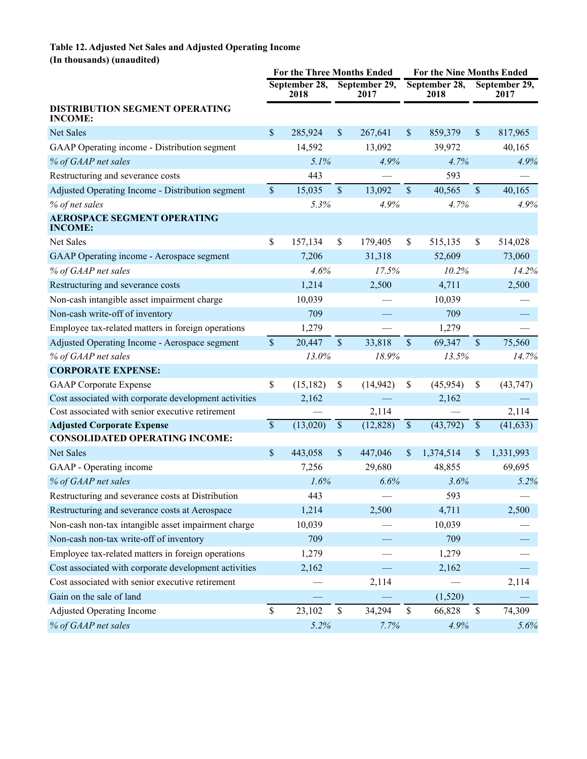**Table 12. Adjusted Net Sales and Adjusted Operating Income**
**(In thousands) (unaudited)**

| | For the Three Months Ended | | For the Nine Months Ended | |
|---|---|---|---|---|
| | September 28, 2018 | September 29, 2017 | September 28, 2018 | September 29, 2017 |
| **DISTRIBUTION SEGMENT OPERATING INCOME:** | | | | |
| Net Sales | $ 285,924 | $ 267,641 | $ 859,379 | $ 817,965 |
| GAAP Operating income - Distribution segment | 14,592 | 13,092 | 39,972 | 40,165 |
| *% of GAAP net sales* | *5.1%* | *4.9%* | *4.7%* | *4.9%* |
| Restructuring and severance costs | 443 | — | 593 | — |
| Adjusted Operating Income - Distribution segment | $ 15,035 | $ 13,092 | $ 40,565 | $ 40,165 |
| *% of net sales* | *5.3%* | *4.9%* | *4.7%* | *4.9%* |
| **AEROSPACE SEGMENT OPERATING INCOME:** | | | | |
| Net Sales | $ 157,134 | $ 179,405 | $ 515,135 | $ 514,028 |
| GAAP Operating income - Aerospace segment | 7,206 | 31,318 | 52,609 | 73,060 |
| *% of GAAP net sales* | *4.6%* | *17.5%* | *10.2%* | *14.2%* |
| Restructuring and severance costs | 1,214 | 2,500 | 4,711 | 2,500 |
| Non-cash intangible asset impairment charge | 10,039 | — | 10,039 | — |
| Non-cash write-off of inventory | 709 | — | 709 | — |
| Employee tax-related matters in foreign operations | 1,279 | — | 1,279 | — |
| Adjusted Operating Income - Aerospace segment | $ 20,447 | $ 33,818 | $ 69,347 | $ 75,560 |
| *% of GAAP net sales* | *13.0%* | *18.9%* | *13.5%* | *14.7%* |
| **CORPORATE EXPENSE:** | | | | |
| GAAP Corporate Expense | $ (15,182) | $ (14,942) | $ (45,954) | $ (43,747) |
| Cost associated with corporate development activities | 2,162 | — | 2,162 | — |
| Cost associated with senior executive retirement | — | 2,114 | — | 2,114 |
| **Adjusted Corporate Expense** | $ (13,020) | $ (12,828) | $ (43,792) | $ (41,633) |
| **CONSOLIDATED OPERATING INCOME:** | | | | |
| Net Sales | $ 443,058 | $ 447,046 | $ 1,374,514 | $ 1,331,993 |
| GAAP - Operating income | 7,256 | 29,680 | 48,855 | 69,695 |
| *% of GAAP net sales* | *1.6%* | *6.6%* | *3.6%* | *5.2%* |
| Restructuring and severance costs at Distribution | 443 | — | 593 | — |
| Restructuring and severance costs at Aerospace | 1,214 | 2,500 | 4,711 | 2,500 |
| Non-cash non-tax intangible asset impairment charge | 10,039 | — | 10,039 | — |
| Non-cash non-tax write-off of inventory | 709 | — | 709 | — |
| Employee tax-related matters in foreign operations | 1,279 | — | 1,279 | — |
| Cost associated with corporate development activities | 2,162 | — | 2,162 | — |
| Cost associated with senior executive retirement | — | 2,114 | — | 2,114 |
| Gain on the sale of land | — | — | (1,520) | — |
| Adjusted Operating Income | $ 23,102 | $ 34,294 | $ 66,828 | $ 74,309 |
| *% of GAAP net sales* | *5.2%* | *7.7%* | *4.9%* | *5.6%* |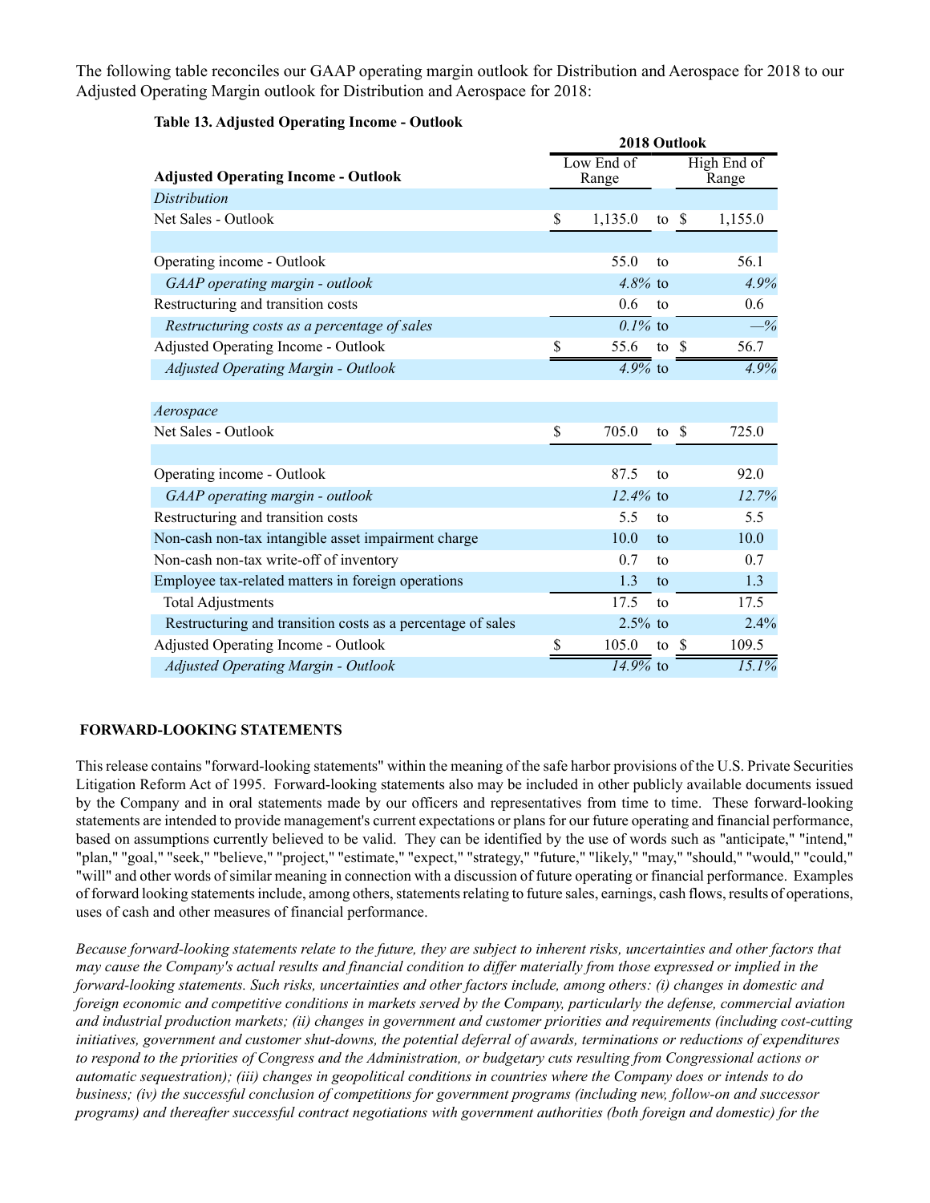The following table reconciles our GAAP operating margin outlook for Distribution and Aerospace for 2018 to our Adjusted Operating Margin outlook for Distribution and Aerospace for 2018:

**Table 13. Adjusted Operating Income - Outlook**

| Adjusted Operating Income - Outlook | 2018 Outlook Low End of Range | | 2018 Outlook High End of Range |
|---|---|---|---|
| *Distribution* | | | |
| Net Sales - Outlook | $ 1,135.0 | to | $ 1,155.0 |
| | | | |
| Operating income - Outlook | 55.0 | to | 56.1 |
| *GAAP operating margin - outlook* | *4.8%* | to | *4.9%* |
| Restructuring and transition costs | 0.6 | to | 0.6 |
| *Restructuring costs as a percentage of sales* | *0.1%* | to | *—%* |
| Adjusted Operating Income - Outlook | $ 55.6 | to | $ 56.7 |
| *Adjusted Operating Margin - Outlook* | *4.9%* | to | *4.9%* |
| | | | |
| *Aerospace* | | | |
| Net Sales - Outlook | $ 705.0 | to | $ 725.0 |
| | | | |
| Operating income - Outlook | 87.5 | to | 92.0 |
| *GAAP operating margin - outlook* | *12.4%* | to | *12.7%* |
| Restructuring and transition costs | 5.5 | to | 5.5 |
| Non-cash non-tax intangible asset impairment charge | 10.0 | to | 10.0 |
| Non-cash non-tax write-off of inventory | 0.7 | to | 0.7 |
| Employee tax-related matters in foreign operations | 1.3 | to | 1.3 |
| Total Adjustments | 17.5 | to | 17.5 |
| Restructuring and transition costs as a percentage of sales | 2.5% | to | 2.4% |
| Adjusted Operating Income - Outlook | $ 105.0 | to | $ 109.5 |
| *Adjusted Operating Margin - Outlook* | *14.9%* | to | *15.1%* |

## FORWARD-LOOKING STATEMENTS

This release contains "forward-looking statements" within the meaning of the safe harbor provisions of the U.S. Private Securities Litigation Reform Act of 1995. Forward-looking statements also may be included in other publicly available documents issued by the Company and in oral statements made by our officers and representatives from time to time. These forward-looking statements are intended to provide management's current expectations or plans for our future operating and financial performance, based on assumptions currently believed to be valid. They can be identified by the use of words such as "anticipate," "intend," "plan," "goal," "seek," "believe," "project," "estimate," "expect," "strategy," "future," "likely," "may," "should," "would," "could," "will" and other words of similar meaning in connection with a discussion of future operating or financial performance. Examples of forward looking statements include, among others, statements relating to future sales, earnings, cash flows, results of operations, uses of cash and other measures of financial performance.

*Because forward-looking statements relate to the future, they are subject to inherent risks, uncertainties and other factors that may cause the Company's actual results and financial condition to differ materially from those expressed or implied in the forward-looking statements. Such risks, uncertainties and other factors include, among others: (i) changes in domestic and foreign economic and competitive conditions in markets served by the Company, particularly the defense, commercial aviation and industrial production markets; (ii) changes in government and customer priorities and requirements (including cost-cutting initiatives, government and customer shut-downs, the potential deferral of awards, terminations or reductions of expenditures to respond to the priorities of Congress and the Administration, or budgetary cuts resulting from Congressional actions or automatic sequestration); (iii) changes in geopolitical conditions in countries where the Company does or intends to do business; (iv) the successful conclusion of competitions for government programs (including new, follow-on and successor programs) and thereafter successful contract negotiations with government authorities (both foreign and domestic) for the*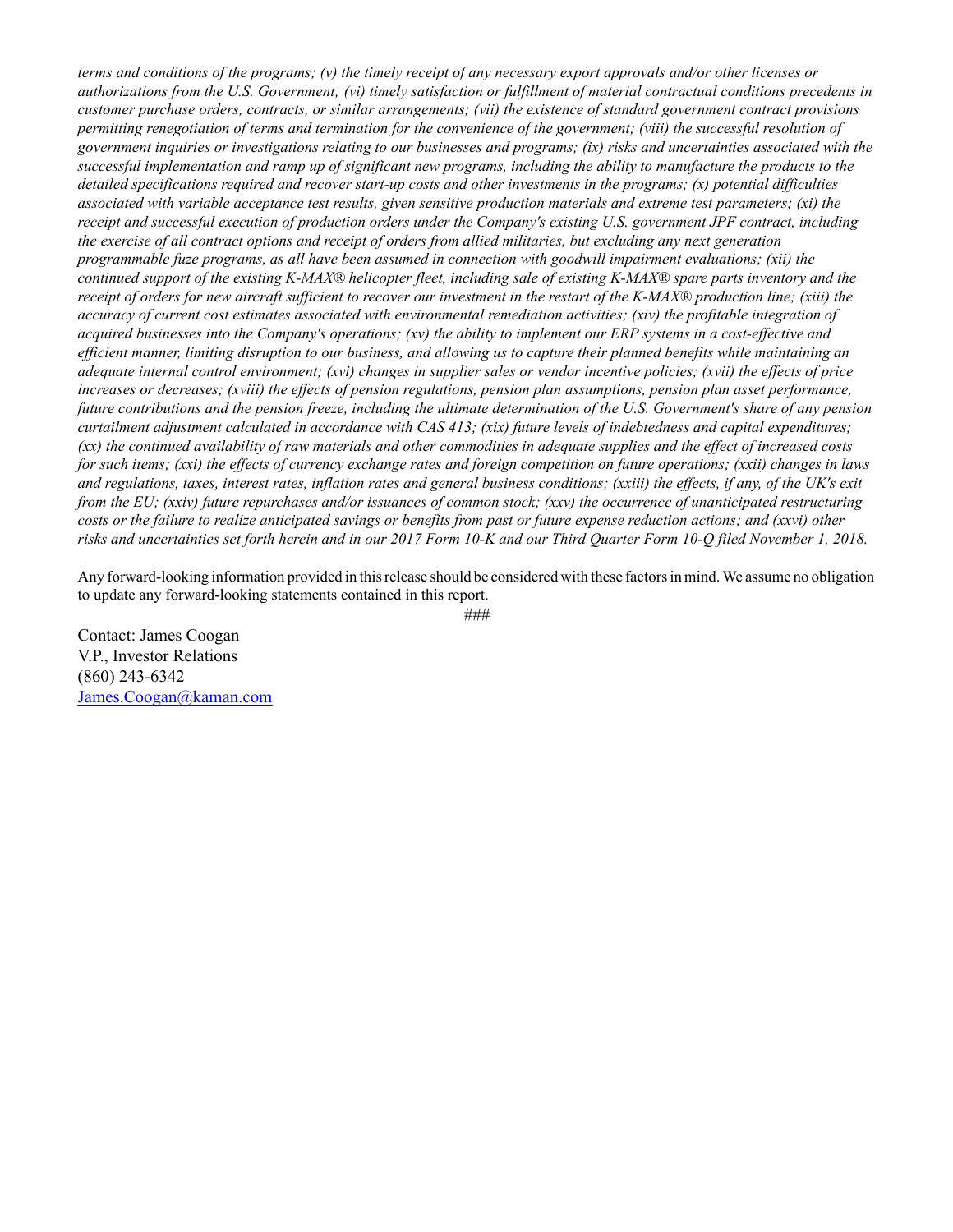*terms and conditions of the programs; (v) the timely receipt of any necessary export approvals and/or other licenses or authorizations from the U.S. Government; (vi) timely satisfaction or fulfillment of material contractual conditions precedents in customer purchase orders, contracts, or similar arrangements; (vii) the existence of standard government contract provisions permitting renegotiation of terms and termination for the convenience of the government; (viii) the successful resolution of government inquiries or investigations relating to our businesses and programs; (ix) risks and uncertainties associated with the successful implementation and ramp up of significant new programs, including the ability to manufacture the products to the detailed specifications required and recover start-up costs and other investments in the programs; (x) potential difficulties associated with variable acceptance test results, given sensitive production materials and extreme test parameters; (xi) the receipt and successful execution of production orders under the Company's existing U.S. government JPF contract, including the exercise of all contract options and receipt of orders from allied militaries, but excluding any next generation programmable fuze programs, as all have been assumed in connection with goodwill impairment evaluations; (xii) the continued support of the existing K-MAX® helicopter fleet, including sale of existing K-MAX® spare parts inventory and the receipt of orders for new aircraft sufficient to recover our investment in the restart of the K-MAX® production line; (xiii) the accuracy of current cost estimates associated with environmental remediation activities; (xiv) the profitable integration of acquired businesses into the Company's operations; (xv) the ability to implement our ERP systems in a cost-effective and efficient manner, limiting disruption to our business, and allowing us to capture their planned benefits while maintaining an adequate internal control environment; (xvi) changes in supplier sales or vendor incentive policies; (xvii) the effects of price increases or decreases; (xviii) the effects of pension regulations, pension plan assumptions, pension plan asset performance, future contributions and the pension freeze, including the ultimate determination of the U.S. Government's share of any pension curtailment adjustment calculated in accordance with CAS 413; (xix) future levels of indebtedness and capital expenditures; (xx) the continued availability of raw materials and other commodities in adequate supplies and the effect of increased costs for such items; (xxi) the effects of currency exchange rates and foreign competition on future operations; (xxii) changes in laws and regulations, taxes, interest rates, inflation rates and general business conditions; (xxiii) the effects, if any, of the UK's exit from the EU; (xxiv) future repurchases and/or issuances of common stock; (xxv) the occurrence of unanticipated restructuring costs or the failure to realize anticipated savings or benefits from past or future expense reduction actions; and (xxvi) other risks and uncertainties set forth herein and in our 2017 Form 10-K and our Third Quarter Form 10-Q filed November 1, 2018.*

Any forward-looking information provided in this release should be considered with these factors in mind. We assume no obligation to update any forward-looking statements contained in this report.

###

Contact: James Coogan
V.P., Investor Relations
(860) 243-6342
James.Coogan@kaman.com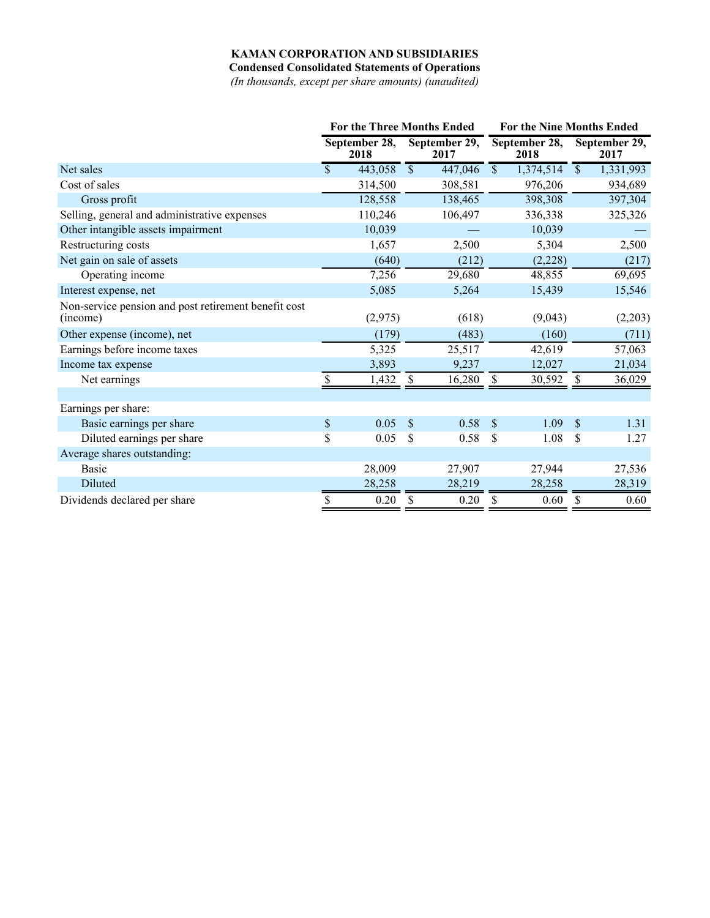**KAMAN CORPORATION AND SUBSIDIARIES**

**Condensed Consolidated Statements of Operations**

*(In thousands, except per share amounts) (unaudited)*

| | For the Three Months Ended | | For the Nine Months Ended | |
|---|---|---|---|---|
| | September 28, 2018 | September 29, 2017 | September 28, 2018 | September 29, 2017 |
| Net sales | $ 443,058 | $ 447,046 | $ 1,374,514 | $ 1,331,993 |
| Cost of sales | 314,500 | 308,581 | 976,206 | 934,689 |
| Gross profit | 128,558 | 138,465 | 398,308 | 397,304 |
| Selling, general and administrative expenses | 110,246 | 106,497 | 336,338 | 325,326 |
| Other intangible assets impairment | 10,039 | — | 10,039 | — |
| Restructuring costs | 1,657 | 2,500 | 5,304 | 2,500 |
| Net gain on sale of assets | (640) | (212) | (2,228) | (217) |
| Operating income | 7,256 | 29,680 | 48,855 | 69,695 |
| Interest expense, net | 5,085 | 5,264 | 15,439 | 15,546 |
| Non-service pension and post retirement benefit cost (income) | (2,975) | (618) | (9,043) | (2,203) |
| Other expense (income), net | (179) | (483) | (160) | (711) |
| Earnings before income taxes | 5,325 | 25,517 | 42,619 | 57,063 |
| Income tax expense | 3,893 | 9,237 | 12,027 | 21,034 |
| Net earnings | $ 1,432 | $ 16,280 | $ 30,592 | $ 36,029 |
| | | | | |
| Earnings per share: | | | | |
| Basic earnings per share | $ 0.05 | $ 0.58 | $ 1.09 | $ 1.31 |
| Diluted earnings per share | $ 0.05 | $ 0.58 | $ 1.08 | $ 1.27 |
| Average shares outstanding: | | | | |
| Basic | 28,009 | 27,907 | 27,944 | 27,536 |
| Diluted | 28,258 | 28,219 | 28,258 | 28,319 |
| Dividends declared per share | $ 0.20 | $ 0.20 | $ 0.60 | $ 0.60 |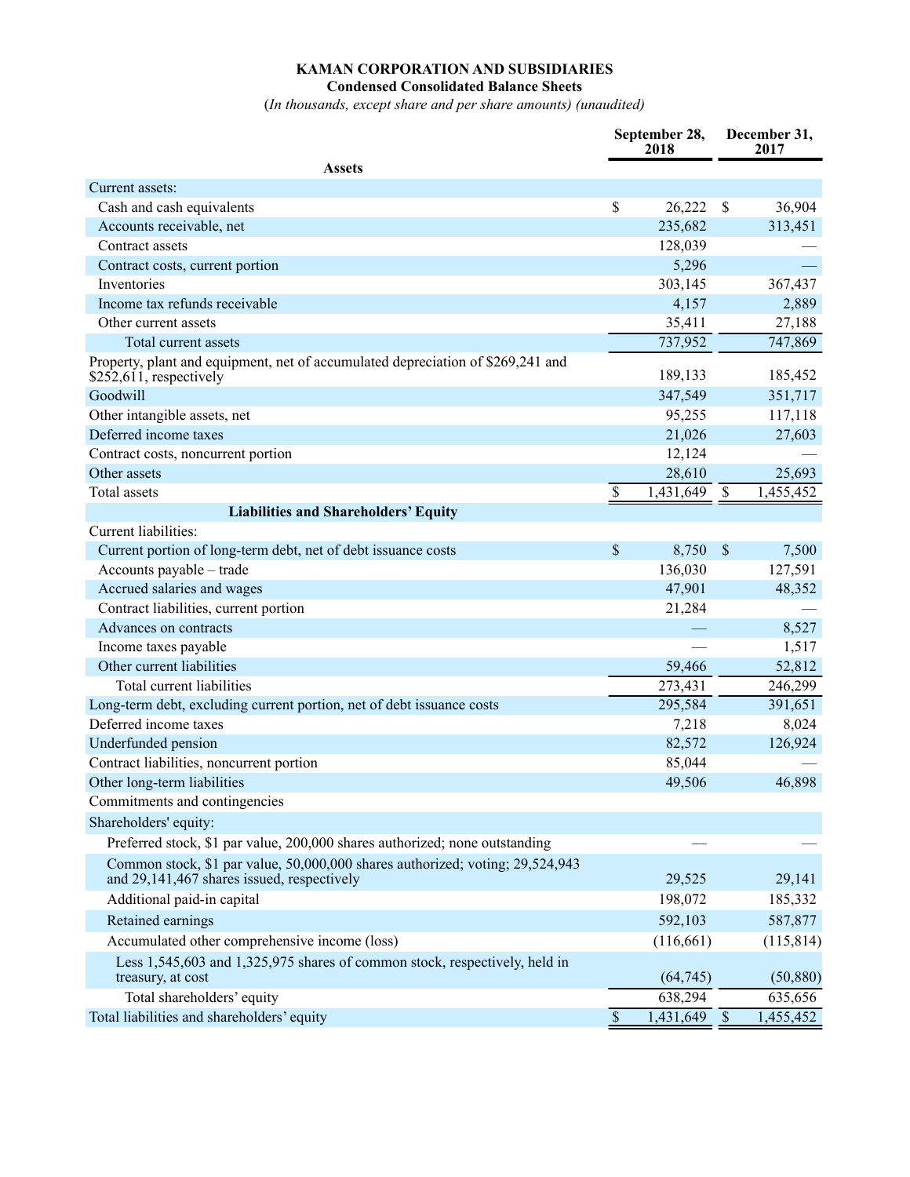**KAMAN CORPORATION AND SUBSIDIARIES**

**Condensed Consolidated Balance Sheets**

(*In thousands, except share and per share amounts) (unaudited)*

| | September 28, 2018 | December 31, 2017 |
|---|---|---|
| **Assets** | | |
| Current assets: | | |
| Cash and cash equivalents | $ 26,222 | $ 36,904 |
| Accounts receivable, net | 235,682 | 313,451 |
| Contract assets | 128,039 | — |
| Contract costs, current portion | 5,296 | — |
| Inventories | 303,145 | 367,437 |
| Income tax refunds receivable | 4,157 | 2,889 |
| Other current assets | 35,411 | 27,188 |
| Total current assets | 737,952 | 747,869 |
| Property, plant and equipment, net of accumulated depreciation of $269,241 and $252,611, respectively | 189,133 | 185,452 |
| Goodwill | 347,549 | 351,717 |
| Other intangible assets, net | 95,255 | 117,118 |
| Deferred income taxes | 21,026 | 27,603 |
| Contract costs, noncurrent portion | 12,124 | — |
| Other assets | 28,610 | 25,693 |
| Total assets | $ 1,431,649 | $ 1,455,452 |
| **Liabilities and Shareholders' Equity** | | |
| Current liabilities: | | |
| Current portion of long-term debt, net of debt issuance costs | $ 8,750 | $ 7,500 |
| Accounts payable – trade | 136,030 | 127,591 |
| Accrued salaries and wages | 47,901 | 48,352 |
| Contract liabilities, current portion | 21,284 | — |
| Advances on contracts | — | 8,527 |
| Income taxes payable | — | 1,517 |
| Other current liabilities | 59,466 | 52,812 |
| Total current liabilities | 273,431 | 246,299 |
| Long-term debt, excluding current portion, net of debt issuance costs | 295,584 | 391,651 |
| Deferred income taxes | 7,218 | 8,024 |
| Underfunded pension | 82,572 | 126,924 |
| Contract liabilities, noncurrent portion | 85,044 | — |
| Other long-term liabilities | 49,506 | 46,898 |
| Commitments and contingencies | | |
| Shareholders' equity: | | |
| Preferred stock, $1 par value, 200,000 shares authorized; none outstanding | — | — |
| Common stock, $1 par value, 50,000,000 shares authorized; voting; 29,524,943 and 29,141,467 shares issued, respectively | 29,525 | 29,141 |
| Additional paid-in capital | 198,072 | 185,332 |
| Retained earnings | 592,103 | 587,877 |
| Accumulated other comprehensive income (loss) | (116,661) | (115,814) |
| Less 1,545,603 and 1,325,975 shares of common stock, respectively, held in treasury, at cost | (64,745) | (50,880) |
| Total shareholders' equity | 638,294 | 635,656 |
| Total liabilities and shareholders' equity | $ 1,431,649 | $ 1,455,452 |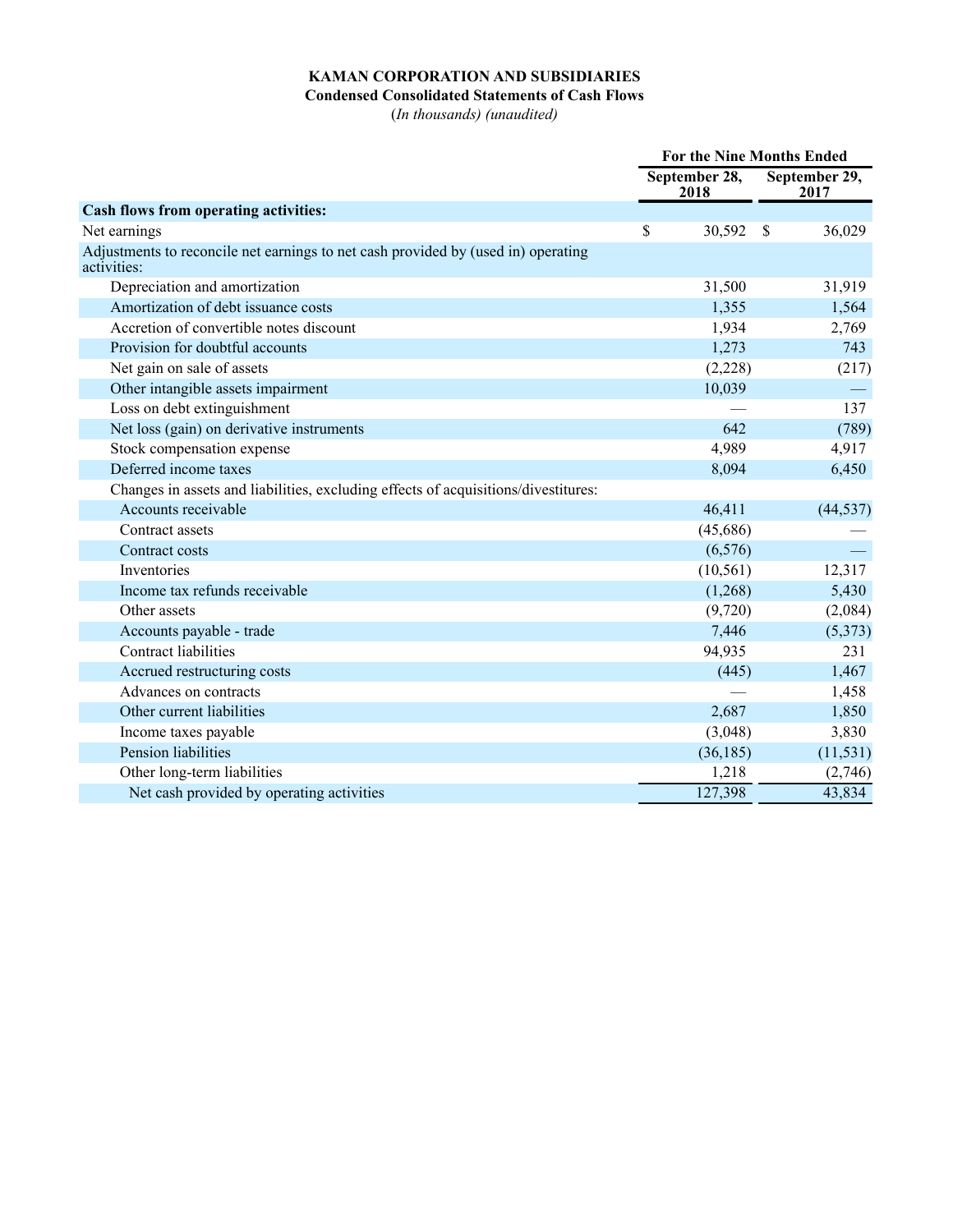**KAMAN CORPORATION AND SUBSIDIARIES**
**Condensed Consolidated Statements of Cash Flows**
*(In thousands) (unaudited)*

| | For the Nine Months Ended | |
|---|---|---|
| | September 28, 2018 | September 29, 2017 |
| **Cash flows from operating activities:** | | |
| Net earnings | $ 30,592 | $ 36,029 |
| Adjustments to reconcile net earnings to net cash provided by (used in) operating activities: | | |
| Depreciation and amortization | 31,500 | 31,919 |
| Amortization of debt issuance costs | 1,355 | 1,564 |
| Accretion of convertible notes discount | 1,934 | 2,769 |
| Provision for doubtful accounts | 1,273 | 743 |
| Net gain on sale of assets | (2,228) | (217) |
| Other intangible assets impairment | 10,039 | — |
| Loss on debt extinguishment | — | 137 |
| Net loss (gain) on derivative instruments | 642 | (789) |
| Stock compensation expense | 4,989 | 4,917 |
| Deferred income taxes | 8,094 | 6,450 |
| Changes in assets and liabilities, excluding effects of acquisitions/divestitures: | | |
| Accounts receivable | 46,411 | (44,537) |
| Contract assets | (45,686) | — |
| Contract costs | (6,576) | — |
| Inventories | (10,561) | 12,317 |
| Income tax refunds receivable | (1,268) | 5,430 |
| Other assets | (9,720) | (2,084) |
| Accounts payable - trade | 7,446 | (5,373) |
| Contract liabilities | 94,935 | 231 |
| Accrued restructuring costs | (445) | 1,467 |
| Advances on contracts | — | 1,458 |
| Other current liabilities | 2,687 | 1,850 |
| Income taxes payable | (3,048) | 3,830 |
| Pension liabilities | (36,185) | (11,531) |
| Other long-term liabilities | 1,218 | (2,746) |
| Net cash provided by operating activities | 127,398 | 43,834 |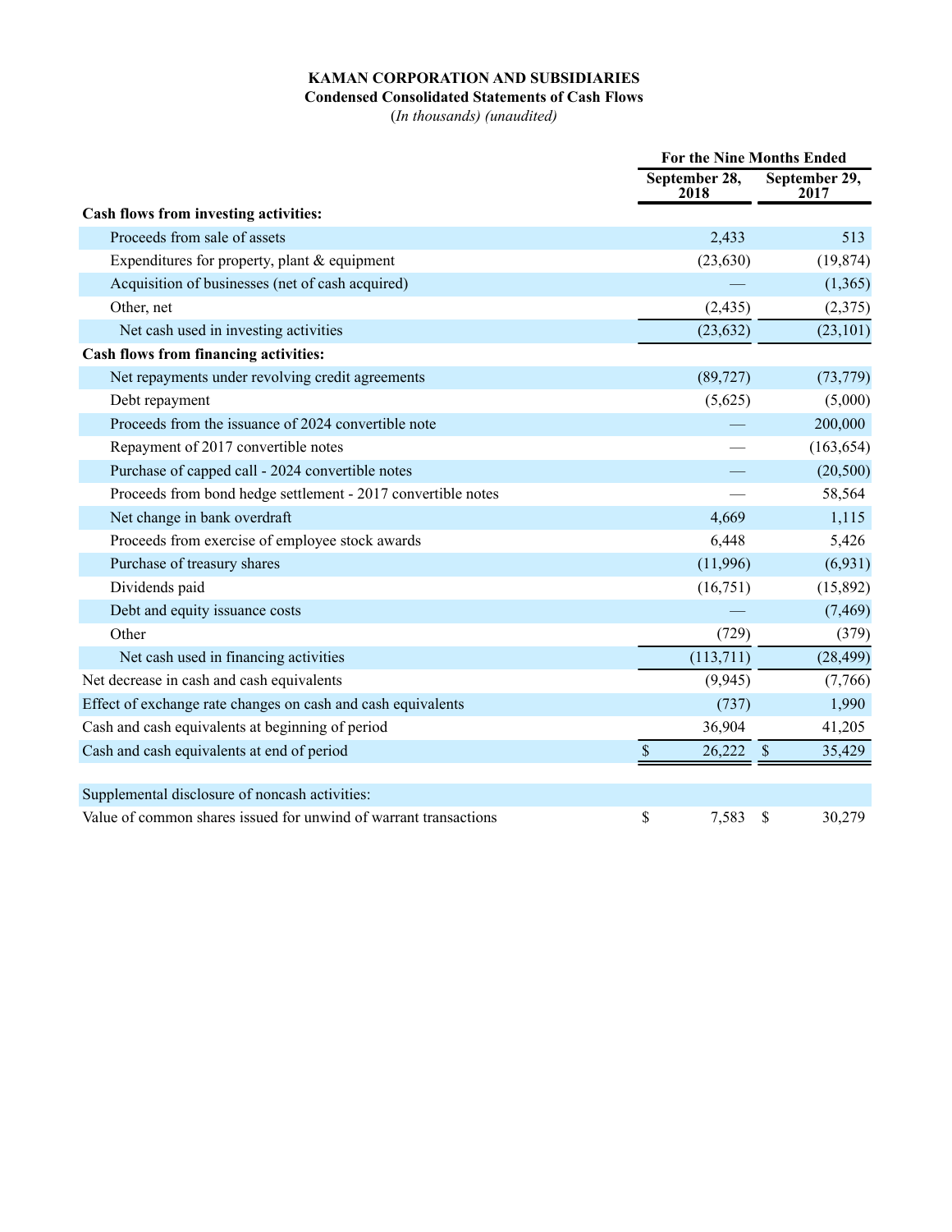**KAMAN CORPORATION AND SUBSIDIARIES**
**Condensed Consolidated Statements of Cash Flows**
(*In thousands) (unaudited)*

| | For the Nine Months Ended | |
|---|---|---|
| | September 28, 2018 | September 29, 2017 |
| **Cash flows from investing activities:** | | |
| Proceeds from sale of assets | 2,433 | 513 |
| Expenditures for property, plant & equipment | (23,630) | (19,874) |
| Acquisition of businesses (net of cash acquired) | — | (1,365) |
| Other, net | (2,435) | (2,375) |
| Net cash used in investing activities | (23,632) | (23,101) |
| **Cash flows from financing activities:** | | |
| Net repayments under revolving credit agreements | (89,727) | (73,779) |
| Debt repayment | (5,625) | (5,000) |
| Proceeds from the issuance of 2024 convertible note | — | 200,000 |
| Repayment of 2017 convertible notes | — | (163,654) |
| Purchase of capped call - 2024 convertible notes | — | (20,500) |
| Proceeds from bond hedge settlement - 2017 convertible notes | — | 58,564 |
| Net change in bank overdraft | 4,669 | 1,115 |
| Proceeds from exercise of employee stock awards | 6,448 | 5,426 |
| Purchase of treasury shares | (11,996) | (6,931) |
| Dividends paid | (16,751) | (15,892) |
| Debt and equity issuance costs | — | (7,469) |
| Other | (729) | (379) |
| Net cash used in financing activities | (113,711) | (28,499) |
| Net decrease in cash and cash equivalents | (9,945) | (7,766) |
| Effect of exchange rate changes on cash and cash equivalents | (737) | 1,990 |
| Cash and cash equivalents at beginning of period | 36,904 | 41,205 |
| Cash and cash equivalents at end of period | $ 26,222 | $ 35,429 |
| | | |
| Supplemental disclosure of noncash activities: | | |
| Value of common shares issued for unwind of warrant transactions | $ 7,583 | $ 30,279 |